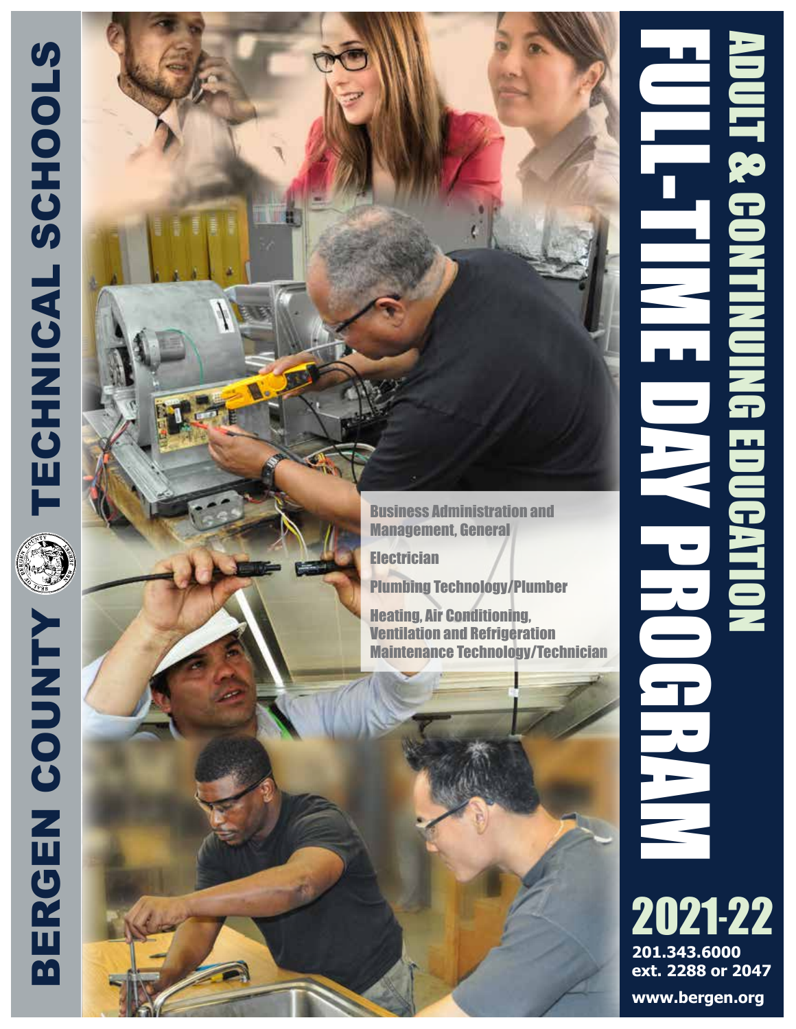# BERGEN COUNTY TECHNICAL SCHOOLS

# ADULT & CONTINUING EDUCATION

# FULL-TIME DAY PROGRAM

- Business Administration and Management, General
- Electrician
- Plumbing Technology/Plumber
- Heating, Air Conditioning, Ventilation and Refrigeration Maintenance Technology/Technician

## 2021-22

**201.343.6000**
**ext. 2288 or 2047**

**www.bergen.org**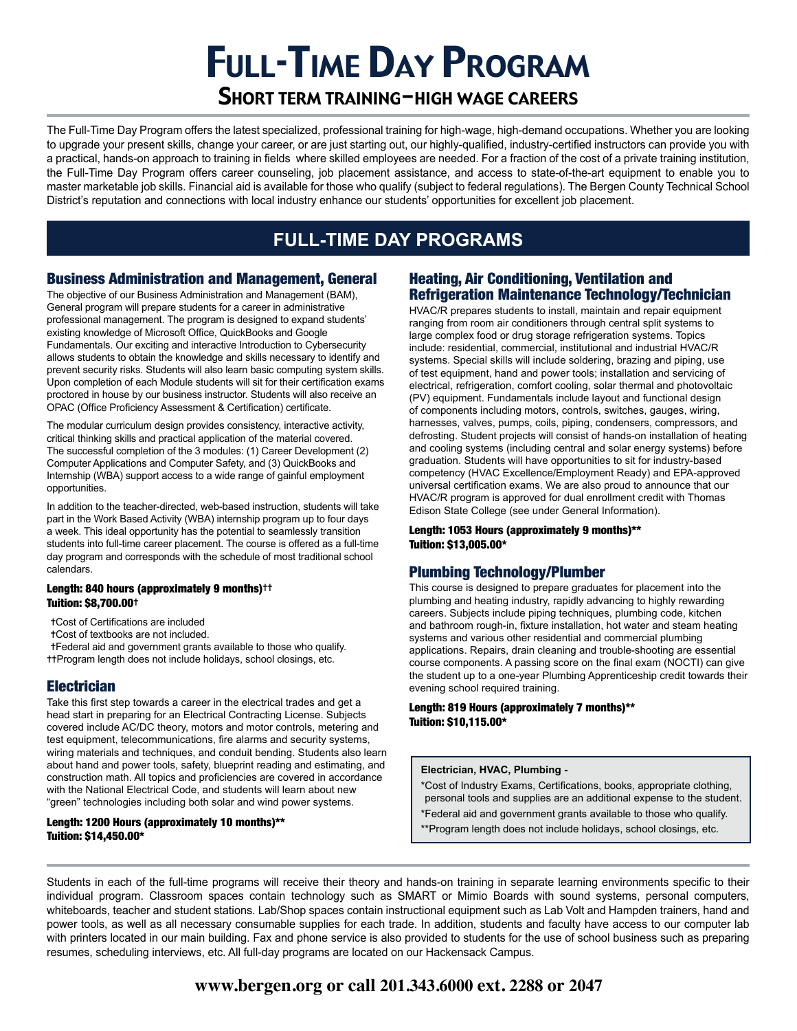# Full-Time Day Program

## Short term training–high wage careers

The Full-Time Day Program offers the latest specialized, professional training for high-wage, high-demand occupations. Whether you are looking to upgrade your present skills, change your career, or are just starting out, our highly-qualified, industry-certified instructors can provide you with a practical, hands-on approach to training in fields where skilled employees are needed. For a fraction of the cost of a private training institution, the Full-Time Day Program offers career counseling, job placement assistance, and access to state-of-the-art equipment to enable you to master marketable job skills. Financial aid is available for those who qualify (subject to federal regulations). The Bergen County Technical School District's reputation and connections with local industry enhance our students' opportunities for excellent job placement.

## FULL-TIME DAY PROGRAMS

### Business Administration and Management, General

The objective of our Business Administration and Management (BAM), General program will prepare students for a career in administrative professional management. The program is designed to expand students' existing knowledge of Microsoft Office, QuickBooks and Google Fundamentals. Our exciting and interactive Introduction to Cybersecurity allows students to obtain the knowledge and skills necessary to identify and prevent security risks. Students will also learn basic computing system skills. Upon completion of each Module students will sit for their certification exams proctored in house by our business instructor. Students will also receive an OPAC (Office Proficiency Assessment & Certification) certificate.

The modular curriculum design provides consistency, interactive activity, critical thinking skills and practical application of the material covered. The successful completion of the 3 modules: (1) Career Development (2) Computer Applications and Computer Safety, and (3) QuickBooks and Internship (WBA) support access to a wide range of gainful employment opportunities.

In addition to the teacher-directed, web-based instruction, students will take part in the Work Based Activity (WBA) internship program up to four days a week. This ideal opportunity has the potential to seamlessly transition students into full-time career placement. The course is offered as a full-time day program and corresponds with the schedule of most traditional school calendars.

**Length: 840 hours (approximately 9 months)††**
**Tuition: $8,700.00†**

†Cost of Certifications are included
†Cost of textbooks are not included.
†Federal aid and government grants available to those who qualify.
††Program length does not include holidays, school closings, etc.

### Electrician

Take this first step towards a career in the electrical trades and get a head start in preparing for an Electrical Contracting License. Subjects covered include AC/DC theory, motors and motor controls, metering and test equipment, telecommunications, fire alarms and security systems, wiring materials and techniques, and conduit bending. Students also learn about hand and power tools, safety, blueprint reading and estimating, and construction math. All topics and proficiencies are covered in accordance with the National Electrical Code, and students will learn about new "green" technologies including both solar and wind power systems.

**Length: 1200 Hours (approximately 10 months)**
**Tuition: $14,450.00***

### Heating, Air Conditioning, Ventilation and Refrigeration Maintenance Technology/Technician

HVAC/R prepares students to install, maintain and repair equipment ranging from room air conditioners through central split systems to large complex food or drug storage refrigeration systems. Topics include: residential, commercial, institutional and industrial HVAC/R systems. Special skills will include soldering, brazing and piping, use of test equipment, hand and power tools; installation and servicing of electrical, refrigeration, comfort cooling, solar thermal and photovoltaic (PV) equipment. Fundamentals include layout and functional design of components including motors, controls, switches, gauges, wiring, harnesses, valves, pumps, coils, piping, condensers, compressors, and defrosting. Student projects will consist of hands-on installation of heating and cooling systems (including central and solar energy systems) before graduation. Students will have opportunities to sit for industry-based competency (HVAC Excellence/Employment Ready) and EPA-approved universal certification exams. We are also proud to announce that our HVAC/R program is approved for dual enrollment credit with Thomas Edison State College (see under General Information).

**Length: 1053 Hours (approximately 9 months)**
**Tuition: $13,005.00***

### Plumbing Technology/Plumber

This course is designed to prepare graduates for placement into the plumbing and heating industry, rapidly advancing to highly rewarding careers. Subjects include piping techniques, plumbing code, kitchen and bathroom rough-in, fixture installation, hot water and steam heating systems and various other residential and commercial plumbing applications. Repairs, drain cleaning and trouble-shooting are essential course components. A passing score on the final exam (NOCTI) can give the student up to a one-year Plumbing Apprenticeship credit towards their evening school required training.

**Length: 819 Hours (approximately 7 months)**
**Tuition: $10,115.00***

**Electrician, HVAC, Plumbing -**

*Cost of Industry Exams, Certifications, books, appropriate clothing, personal tools and supplies are an additional expense to the student.
*Federal aid and government grants available to those who qualify.
**Program length does not include holidays, school closings, etc.

Students in each of the full-time programs will receive their theory and hands-on training in separate learning environments specific to their individual program. Classroom spaces contain technology such as SMART or Mimio Boards with sound systems, personal computers, whiteboards, teacher and student stations. Lab/Shop spaces contain instructional equipment such as Lab Volt and Hampden trainers, hand and power tools, as well as all necessary consumable supplies for each trade. In addition, students and faculty have access to our computer lab with printers located in our main building. Fax and phone service is also provided to students for the use of school business such as preparing resumes, scheduling interviews, etc. All full-day programs are located on our Hackensack Campus.

**www.bergen.org or call 201.343.6000 ext. 2288 or 2047**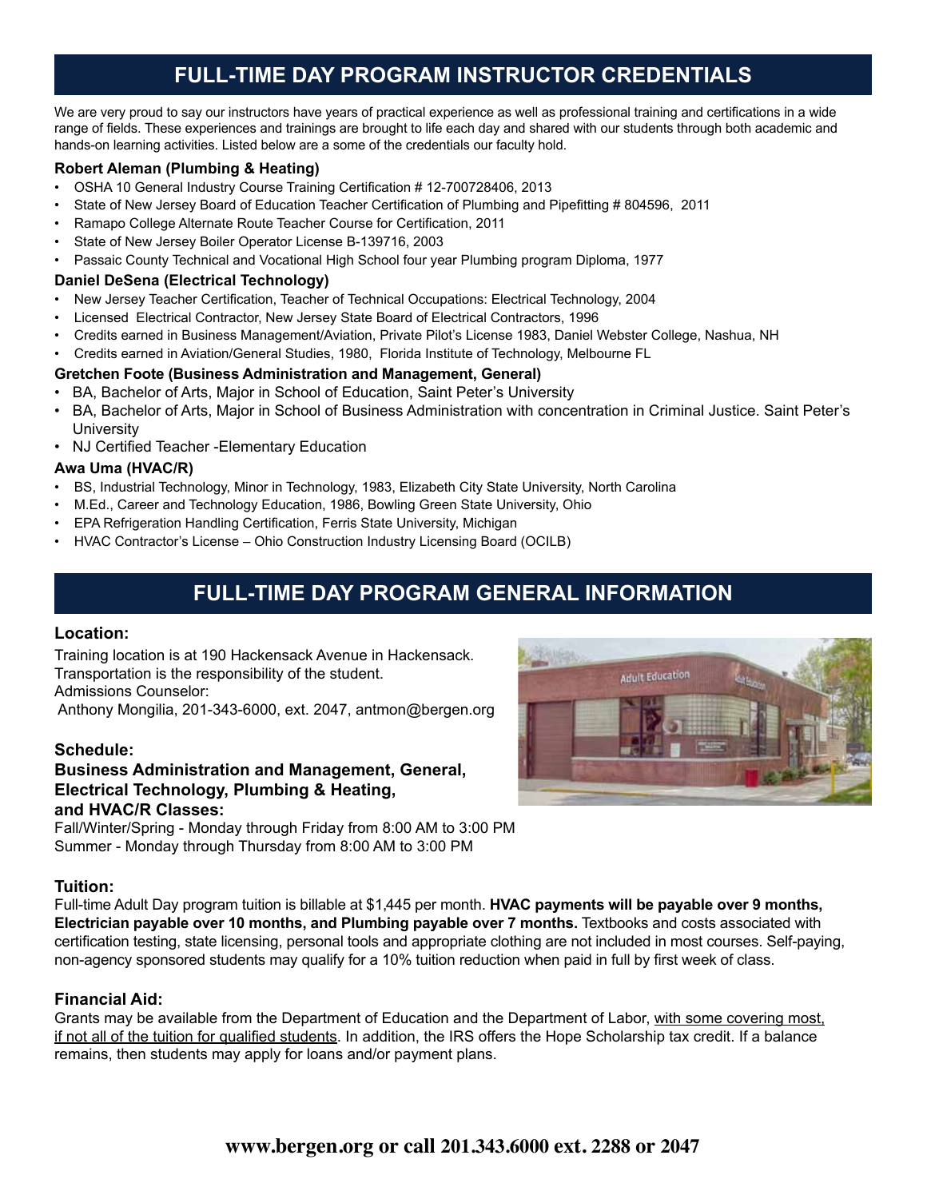## FULL-TIME DAY PROGRAM INSTRUCTOR CREDENTIALS

We are very proud to say our instructors have years of practical experience as well as professional training and certifications in a wide range of fields. These experiences and trainings are brought to life each day and shared with our students through both academic and hands-on learning activities. Listed below are a some of the credentials our faculty hold.

**Robert Aleman (Plumbing & Heating)**

- OSHA 10 General Industry Course Training Certification # 12-700728406, 2013
- State of New Jersey Board of Education Teacher Certification of Plumbing and Pipefitting # 804596, 2011
- Ramapo College Alternate Route Teacher Course for Certification, 2011
- State of New Jersey Boiler Operator License B-139716, 2003
- Passaic County Technical and Vocational High School four year Plumbing program Diploma, 1977

**Daniel DeSena (Electrical Technology)**

- New Jersey Teacher Certification, Teacher of Technical Occupations: Electrical Technology, 2004
- Licensed Electrical Contractor, New Jersey State Board of Electrical Contractors, 1996
- Credits earned in Business Management/Aviation, Private Pilot's License 1983, Daniel Webster College, Nashua, NH
- Credits earned in Aviation/General Studies, 1980, Florida Institute of Technology, Melbourne FL

**Gretchen Foote (Business Administration and Management, General)**

- BA, Bachelor of Arts, Major in School of Education, Saint Peter's University
- BA, Bachelor of Arts, Major in School of Business Administration with concentration in Criminal Justice. Saint Peter's University
- NJ Certified Teacher -Elementary Education

**Awa Uma (HVAC/R)**

- BS, Industrial Technology, Minor in Technology, 1983, Elizabeth City State University, North Carolina
- M.Ed., Career and Technology Education, 1986, Bowling Green State University, Ohio
- EPA Refrigeration Handling Certification, Ferris State University, Michigan
- HVAC Contractor's License – Ohio Construction Industry Licensing Board (OCILB)

## FULL-TIME DAY PROGRAM GENERAL INFORMATION

### Location:

Training location is at 190 Hackensack Avenue in Hackensack.
Transportation is the responsibility of the student.
Admissions Counselor:
Anthony Mongilia, 201-343-6000, ext. 2047, antmon@bergen.org

### Schedule:

**Business Administration and Management, General, Electrical Technology, Plumbing & Heating, and HVAC/R Classes:**

Fall/Winter/Spring - Monday through Friday from 8:00 AM to 3:00 PM
Summer - Monday through Thursday from 8:00 AM to 3:00 PM

### Tuition:

Full-time Adult Day program tuition is billable at $1,445 per month. **HVAC payments will be payable over 9 months, Electrician payable over 10 months, and Plumbing payable over 7 months.** Textbooks and costs associated with certification testing, state licensing, personal tools and appropriate clothing are not included in most courses. Self-paying, non-agency sponsored students may qualify for a 10% tuition reduction when paid in full by first week of class.

### Financial Aid:

Grants may be available from the Department of Education and the Department of Labor, with some covering most, if not all of the tuition for qualified students. In addition, the IRS offers the Hope Scholarship tax credit. If a balance remains, then students may apply for loans and/or payment plans.

**www.bergen.org or call 201.343.6000 ext. 2288 or 2047**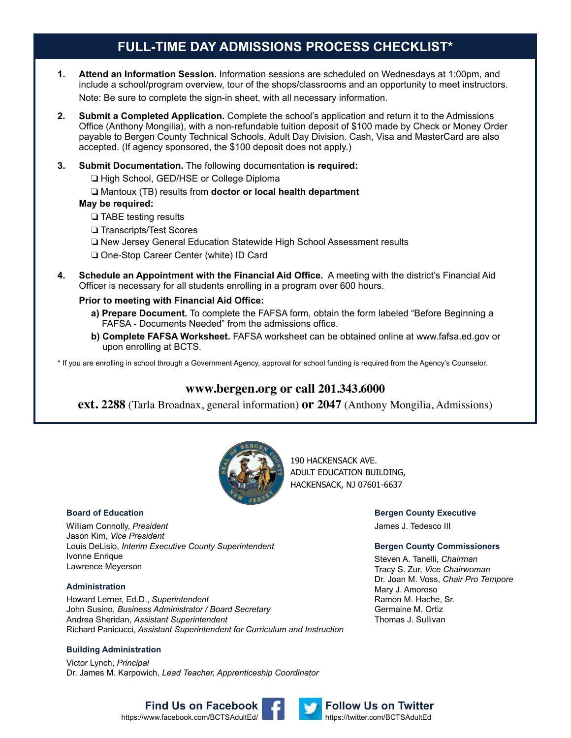# FULL-TIME DAY ADMISSIONS PROCESS CHECKLIST*

1. **Attend an Information Session.** Information sessions are scheduled on Wednesdays at 1:00pm, and include a school/program overview, tour of the shops/classrooms and an opportunity to meet instructors.
   Note: Be sure to complete the sign-in sheet, with all necessary information.

2. **Submit a Completed Application.** Complete the school's application and return it to the Admissions Office (Anthony Mongilia), with a non-refundable tuition deposit of $100 made by Check or Money Order payable to Bergen County Technical Schools, Adult Day Division. Cash, Visa and MasterCard are also accepted. (If agency sponsored, the $100 deposit does not apply.)

3. **Submit Documentation.** The following documentation **is required:**
   - ❏ High School, GED/HSE or College Diploma
   - ❏ Mantoux (TB) results from **doctor or local health department**

   **May be required:**
   - ❏ TABE testing results
   - ❏ Transcripts/Test Scores
   - ❏ New Jersey General Education Statewide High School Assessment results
   - ❏ One-Stop Career Center (white) ID Card

4. **Schedule an Appointment with the Financial Aid Office.** A meeting with the district's Financial Aid Officer is necessary for all students enrolling in a program over 600 hours.

   **Prior to meeting with Financial Aid Office:**
   - **a) Prepare Document.** To complete the FAFSA form, obtain the form labeled "Before Beginning a FAFSA - Documents Needed" from the admissions office.
   - **b) Complete FAFSA Worksheet.** FAFSA worksheet can be obtained online at www.fafsa.ed.gov or upon enrolling at BCTS.

\* If you are enrolling in school through a Government Agency, approval for school funding is required from the Agency's Counselor.

**www.bergen.org or call 201.343.6000**

**ext. 2288** (Tarla Broadnax, general information) **or 2047** (Anthony Mongilia, Admissions)

190 HACKENSACK AVE.
ADULT EDUCATION BUILDING,
HACKENSACK, NJ 07601-6637

### Board of Education

William Connolly, *President*
Jason Kim, *Vice President*
Louis DeLisio, *Interim Executive County Superintendent*
Ivonne Enrique
Lawrence Meyerson

### Administration

Howard Lerner, Ed.D., *Superintendent*
John Susino, *Business Administrator / Board Secretary*
Andrea Sheridan, *Assistant Superintendent*
Richard Panicucci, *Assistant Superintendent for Curriculum and Instruction*

### Building Administration

Victor Lynch, *Principal*
Dr. James M. Karpowich, *Lead Teacher, Apprenticeship Coordinator*

### Bergen County Executive

James J. Tedesco III

### Bergen County Commissioners

Steven A. Tanelli, *Chairman*
Tracy S. Zur, *Vice Chairwoman*
Dr. Joan M. Voss, *Chair Pro Tempore*
Mary J. Amoroso
Ramon M. Hache, Sr.
Germaine M. Ortiz
Thomas J. Sullivan

**Find Us on Facebook**
https://www.facebook.com/BCTSAdultEd/

**Follow Us on Twitter**
https://twitter.com/BCTSAdultEd